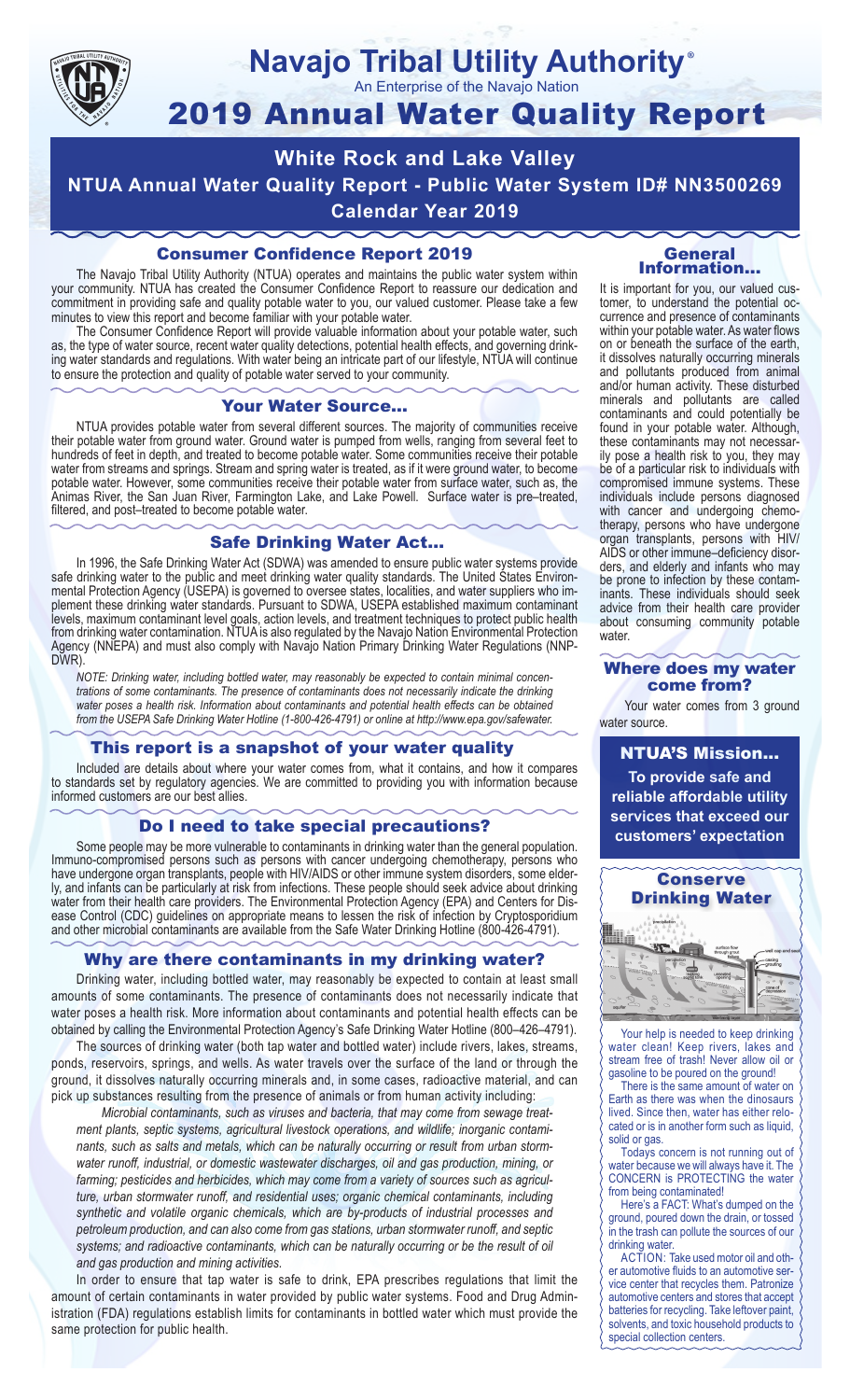# Navajo Tribal Utility Authority®

An Enterprise of the Navajo Nation

# 2019 Annual Water Quality Report

## White Rock and Lake Valley

## NTUA Annual Water Quality Report - Public Water System ID# NN3500269

## Calendar Year 2019

### Consumer Confidence Report 2019

The Navajo Tribal Utility Authority (NTUA) operates and maintains the public water system within your community. NTUA has created the Consumer Confidence Report to reassure our dedication and commitment in providing safe and quality potable water to you, our valued customer. Please take a few minutes to view this report and become familiar with your potable water.

The Consumer Confidence Report will provide valuable information about your potable water, such as, the type of water source, recent water quality detections, potential health effects, and governing drinking water standards and regulations. With water being an intricate part of our lifestyle, NTUA will continue to ensure the protection and quality of potable water served to your community.

### Your Water Source…

NTUA provides potable water from several different sources. The majority of communities receive their potable water from ground water. Ground water is pumped from wells, ranging from several feet to hundreds of feet in depth, and treated to become potable water. Some communities receive their potable water from streams and springs. Stream and spring water is treated, as if it were ground water, to become potable water. However, some communities receive their potable water from surface water, such as, the Animas River, the San Juan River, Farmington Lake, and Lake Powell. Surface water is pre–treated, filtered, and post–treated to become potable water.

### Safe Drinking Water Act…

In 1996, the Safe Drinking Water Act (SDWA) was amended to ensure public water systems provide safe drinking water to the public and meet drinking water quality standards. The United States Environmental Protection Agency (USEPA) is governed to oversee states, localities, and water suppliers who implement these drinking water standards. Pursuant to SDWA, USEPA established maximum contaminant levels, maximum contaminant level goals, action levels, and treatment techniques to protect public health from drinking water contamination. NTUA is also regulated by the Navajo Nation Environmental Protection Agency (NNEPA) and must also comply with Navajo Nation Primary Drinking Water Regulations (NNPDWR).

*NOTE: Drinking water, including bottled water, may reasonably be expected to contain minimal concentrations of some contaminants. The presence of contaminants does not necessarily indicate the drinking water poses a health risk. Information about contaminants and potential health effects can be obtained from the USEPA Safe Drinking Water Hotline (1-800-426-4791) or online at http://www.epa.gov/safewater.*

### This report is a snapshot of your water quality

Included are details about where your water comes from, what it contains, and how it compares to standards set by regulatory agencies. We are committed to providing you with information because informed customers are our best allies.

### Do I need to take special precautions?

Some people may be more vulnerable to contaminants in drinking water than the general population. Immuno-compromised persons such as persons with cancer undergoing chemotherapy, persons who have undergone organ transplants, people with HIV/AIDS or other immune system disorders, some elderly, and infants can be particularly at risk from infections. These people should seek advice about drinking water from their health care providers. The Environmental Protection Agency (EPA) and Centers for Disease Control (CDC) guidelines on appropriate means to lessen the risk of infection by Cryptosporidium and other microbial contaminants are available from the Safe Water Drinking Hotline (800-426-4791).

### Why are there contaminants in my drinking water?

Drinking water, including bottled water, may reasonably be expected to contain at least small amounts of some contaminants. The presence of contaminants does not necessarily indicate that water poses a health risk. More information about contaminants and potential health effects can be obtained by calling the Environmental Protection Agency's Safe Drinking Water Hotline (800–426–4791).

The sources of drinking water (both tap water and bottled water) include rivers, lakes, streams, ponds, reservoirs, springs, and wells. As water travels over the surface of the land or through the ground, it dissolves naturally occurring minerals and, in some cases, radioactive material, and can pick up substances resulting from the presence of animals or from human activity including:

*Microbial contaminants, such as viruses and bacteria, that may come from sewage treatment plants, septic systems, agricultural livestock operations, and wildlife; inorganic contaminants, such as salts and metals, which can be naturally occurring or result from urban stormwater runoff, industrial, or domestic wastewater discharges, oil and gas production, mining, or farming; pesticides and herbicides, which may come from a variety of sources such as agriculture, urban stormwater runoff, and residential uses; organic chemical contaminants, including synthetic and volatile organic chemicals, which are by-products of industrial processes and petroleum production, and can also come from gas stations, urban stormwater runoff, and septic systems; and radioactive contaminants, which can be naturally occurring or be the result of oil and gas production and mining activities.*

In order to ensure that tap water is safe to drink, EPA prescribes regulations that limit the amount of certain contaminants in water provided by public water systems. Food and Drug Administration (FDA) regulations establish limits for contaminants in bottled water which must provide the same protection for public health.

### General Information…

It is important for you, our valued customer, to understand the potential occurrence and presence of contaminants within your potable water. As water flows on or beneath the surface of the earth, it dissolves naturally occurring minerals and pollutants produced from animal and/or human activity. These disturbed minerals and pollutants are called contaminants and could potentially be found in your potable water. Although, these contaminants may not necessarily pose a health risk to you, they may be of a particular risk to individuals with compromised immune systems. These individuals include persons diagnosed with cancer and undergoing chemotherapy, persons who have undergone organ transplants, persons with HIV/AIDS or other immune–deficiency disorders, and elderly and infants who may be prone to infection by these contaminants. These individuals should seek advice from their health care provider about consuming community potable water.

### Where does my water come from?

Your water comes from 3 ground water source.

### NTUA'S Mission…

**To provide safe and reliable affordable utility services that exceed our customers' expectation**

### Conserve Drinking Water

Your help is needed to keep drinking water clean! Keep rivers, lakes and stream free of trash! Never allow oil or gasoline to be poured on the ground!

There is the same amount of water on Earth as there was when the dinosaurs lived. Since then, water has either relocated or is in another form such as liquid, solid or gas.

Todays concern is not running out of water because we will always have it. The CONCERN is PROTECTING the water from being contaminated!

Here's a FACT: What's dumped on the ground, poured down the drain, or tossed in the trash can pollute the sources of our drinking water.

ACTION: Take used motor oil and other automotive fluids to an automotive service center that recycles them. Patronize automotive centers and stores that accept batteries for recycling. Take leftover paint, solvents, and toxic household products to special collection centers.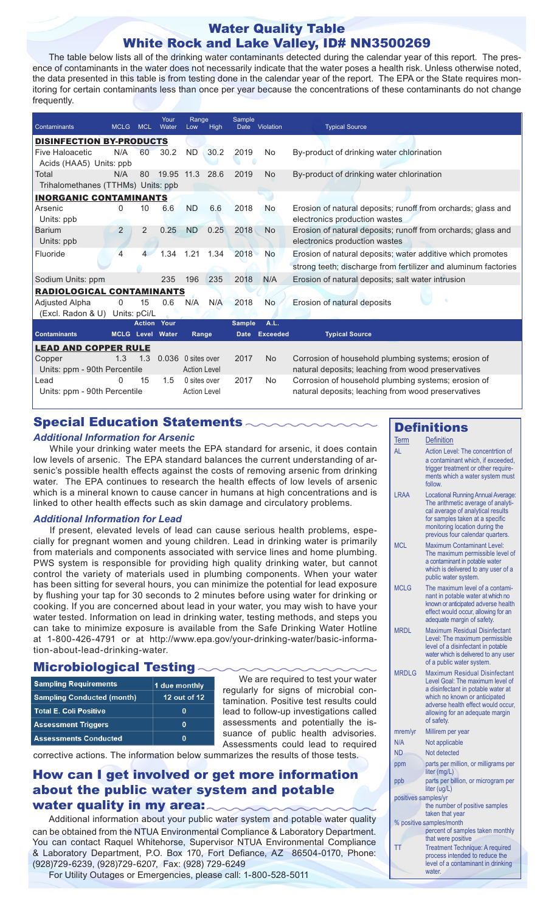# Water Quality Table
## White Rock and Lake Valley, ID# NN3500269

The table below lists all of the drinking water contaminants detected during the calendar year of this report. The presence of contaminants in the water does not necessarily indicate that the water poses a health risk. Unless otherwise noted, the data presented in this table is from testing done in the calendar year of the report. The EPA or the State requires monitoring for certain contaminants less than once per year because the concentrations of these contaminants do not change frequently.

| Contaminants | MCLG | MCL | Your Water | Range Low | Range High | Sample Date | Violation | Typical Source |
|---|---|---|---|---|---|---|---|---|
| **DISINFECTION BY-PRODUCTS** | | | | | | | | |
| Five Haloacetic Acids (HAA5) Units: ppb | N/A | 60 | 30.2 | ND | 30.2 | 2019 | No | By-product of drinking water chlorination |
| Total Trihalomethanes (TTHMs) Units: ppb | N/A | 80 | 19.95 | 11.3 | 28.6 | 2019 | No | By-product of drinking water chlorination |
| **INORGANIC CONTAMINANTS** | | | | | | | | |
| Arsenic Units: ppb | 0 | 10 | 6.6 | ND | 6.6 | 2018 | No | Erosion of natural deposits; runoff from orchards; glass and electronics production wastes |
| Barium Units: ppb | 2 | 2 | 0.25 | ND | 0.25 | 2018 | No | Erosion of natural deposits; runoff from orchards; glass and electronics production wastes |
| Fluoride | 4 | 4 | 1.34 | 1.21 | 1.34 | 2018 | No | Erosion of natural deposits; water additive which promotes strong teeth; discharge from fertilizer and aluminum factories |
| Sodium Units: ppm | | | 235 | 196 | 235 | 2018 | N/A | Erosion of natural deposits; salt water intrusion |
| **RADIOLOGICAL CONTAMINANTS** | | | | | | | | |
| Adjusted Alpha (Excl. Radon & U) Units: pCi/L | 0 | 15 | 0.6 | N/A | N/A | 2018 | No | Erosion of natural deposits |

| Contaminants | MCLG | Action Level | Your Water | Range | Sample Date | A.L. Exceeded | Typical Source |
|---|---|---|---|---|---|---|---|
| **LEAD AND COPPER RULE** | | | | | | | |
| Copper Units: ppm - 90th Percentile | 1.3 | 1.3 | 0.036 | 0 sites over Action Level | 2017 | No | Corrosion of household plumbing systems; erosion of natural deposits; leaching from wood preservatives |
| Lead Units: ppm - 90th Percentile | 0 | 15 | 1.5 | 0 sites over Action Level | 2017 | No | Corrosion of household plumbing systems; erosion of natural deposits; leaching from wood preservatives |

## Special Education Statements

### *Additional Information for Arsenic*

While your drinking water meets the EPA standard for arsenic, it does contain low levels of arsenic. The EPA standard balances the current understanding of arsenic's possible health effects against the costs of removing arsenic from drinking water. The EPA continues to research the health effects of low levels of arsenic which is a mineral known to cause cancer in humans at high concentrations and is linked to other health effects such as skin damage and circulatory problems.

### *Additional Information for Lead*

If present, elevated levels of lead can cause serious health problems, especially for pregnant women and young children. Lead in drinking water is primarily from materials and components associated with service lines and home plumbing. PWS system is responsible for providing high quality drinking water, but cannot control the variety of materials used in plumbing components. When your water has been sitting for several hours, you can minimize the potential for lead exposure by flushing your tap for 30 seconds to 2 minutes before using water for drinking or cooking. If you are concerned about lead in your water, you may wish to have your water tested. Information on lead in drinking water, testing methods, and steps you can take to minimize exposure is available from the Safe Drinking Water Hotline at 1-800-426-4791 or at http://www.epa.gov/your-drinking-water/basic-information-about-lead-drinking-water.

## Microbiological Testing

| Sampling Requirements | 1 due monthly |
|---|---|
| Sampling Conducted (month) | 12 out of 12 |
| Total E. Coli Positive | 0 |
| Assessment Triggers | 0 |
| Assessments Conducted | 0 |

We are required to test your water regularly for signs of microbial contamination. Positive test results could lead to follow-up investigations called assessments and potentially the issuance of public health advisories. Assessments could lead to required corrective actions. The information below summarizes the results of those tests.

## How can I get involved or get more information about the public water system and potable water quality in my area:

Additional information about your public water system and potable water quality can be obtained from the NTUA Environmental Compliance & Laboratory Department. You can contact Raquel Whitehorse, Supervisor NTUA Environmental Compliance & Laboratory Department, P.O. Box 170, Fort Defiance, AZ 86504-0170, Phone: (928)729-6239, (928)729-6207, Fax: (928) 729-6249

For Utility Outages or Emergencies, please call: 1-800-528-5011

## Definitions

| Term | Definition |
|---|---|
| AL | Action Level: The concentrtion of a contaminant which, if exceeded, trigger treatment or other requirements which a water system must follow. |
| LRAA | Locational Running Annual Average: The arithmetic average of analytical average of analytical results for samples taken at a specific monitoring location during the previous four calendar quarters. |
| MCL | Maximum Contaminant Level: The maximum permissible level of a contaminant in potable water which is delivered to any user of a public water system. |
| MCLG | The maximum level of a contaminant in potable water at which no known or anticipated adverse health effect would occur, allowing for an adequate margin of safety. |
| MRDL | Maximum Residual Disinfectant Level: The maximum permissible level of a disinfectant in potable water which is delivered to any user of a public water system. |
| MRDLG | Maximum Residual Disinfectant Level Goal: The maximum level of a disinfectant in potable water at which no known or anticipated adverse health effect would occur, allowing for an adequate margin of safety. |
| mrem/yr | Millirem per year |
| N/A | Not applicable |
| ND | Not detected |
| ppm | parts per million, or milligrams per liter (mg/L) |
| ppb | parts per billion, or microgram per liter (ug/L) |
| positives samples/yr | the number of positive samples taken that year |
| % positive samples/month | percent of samples taken monthly that were positive |
| TT | Treatment Technique: A required process intended to reduce the level of a contaminant in drinking water. |